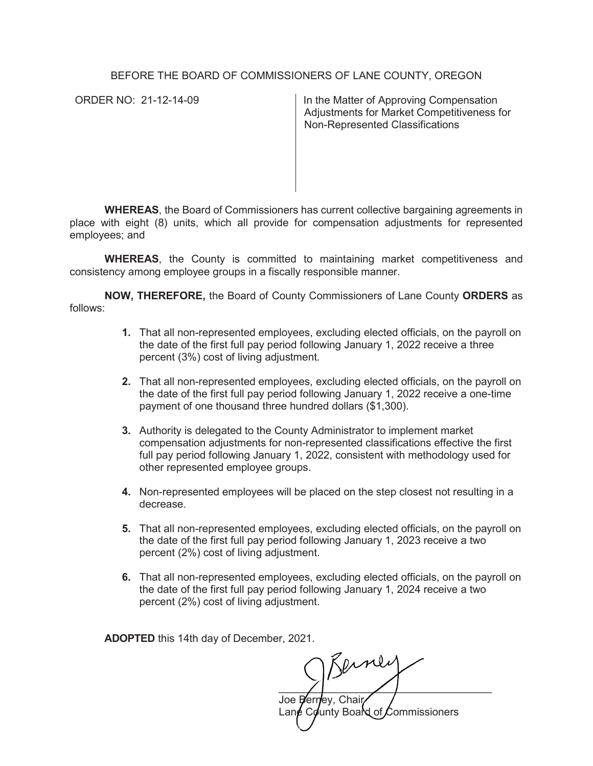BEFORE THE BOARD OF COMMISSIONERS OF LANE COUNTY, OREGON

ORDER NO: 21-12-14-09

In the Matter of Approving Compensation Adjustments for Market Competitiveness for Non-Represented Classifications

**WHEREAS**, the Board of Commissioners has current collective bargaining agreements in place with eight (8) units, which all provide for compensation adjustments for represented employees; and

**WHEREAS**, the County is committed to maintaining market competitiveness and consistency among employee groups in a fiscally responsible manner.

**NOW, THEREFORE,** the Board of County Commissioners of Lane County **ORDERS** as follows:

1. That all non-represented employees, excluding elected officials, on the payroll on the date of the first full pay period following January 1, 2022 receive a three percent (3%) cost of living adjustment.

2. That all non-represented employees, excluding elected officials, on the payroll on the date of the first full pay period following January 1, 2022 receive a one-time payment of one thousand three hundred dollars ($1,300).

3. Authority is delegated to the County Administrator to implement market compensation adjustments for non-represented classifications effective the first full pay period following January 1, 2022, consistent with methodology used for other represented employee groups.

4. Non-represented employees will be placed on the step closest not resulting in a decrease.

5. That all non-represented employees, excluding elected officials, on the payroll on the date of the first full pay period following January 1, 2023 receive a two percent (2%) cost of living adjustment.

6. That all non-represented employees, excluding elected officials, on the payroll on the date of the first full pay period following January 1, 2024 receive a two percent (2%) cost of living adjustment.

**ADOPTED** this 14th day of December, 2021.

Joe Berney, Chair
Lane County Board of Commissioners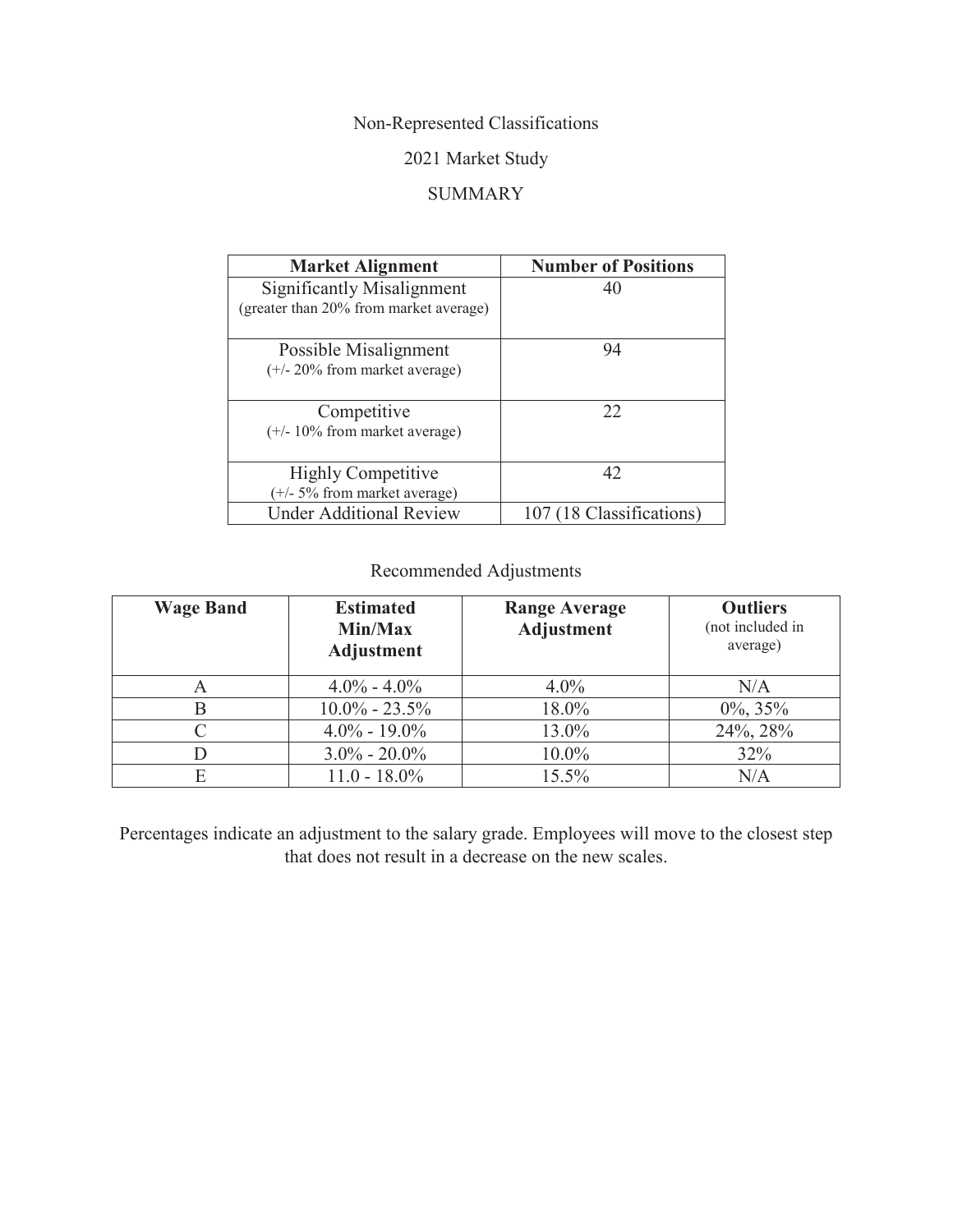# Non-Represented Classifications

## 2021 Market Study

## SUMMARY

| Market Alignment | Number of Positions |
|---|---|
| Significantly Misalignment (greater than 20% from market average) | 40 |
| Possible Misalignment (+/- 20% from market average) | 94 |
| Competitive (+/- 10% from market average) | 22 |
| Highly Competitive (+/- 5% from market average) | 42 |
| Under Additional Review | 107 (18 Classifications) |

## Recommended Adjustments

| Wage Band | Estimated Min/Max Adjustment | Range Average Adjustment | Outliers (not included in average) |
|---|---|---|---|
| A | 4.0% - 4.0% | 4.0% | N/A |
| B | 10.0% - 23.5% | 18.0% | 0%, 35% |
| C | 4.0% - 19.0% | 13.0% | 24%, 28% |
| D | 3.0% - 20.0% | 10.0% | 32% |
| E | 11.0 - 18.0% | 15.5% | N/A |

Percentages indicate an adjustment to the salary grade. Employees will move to the closest step that does not result in a decrease on the new scales.